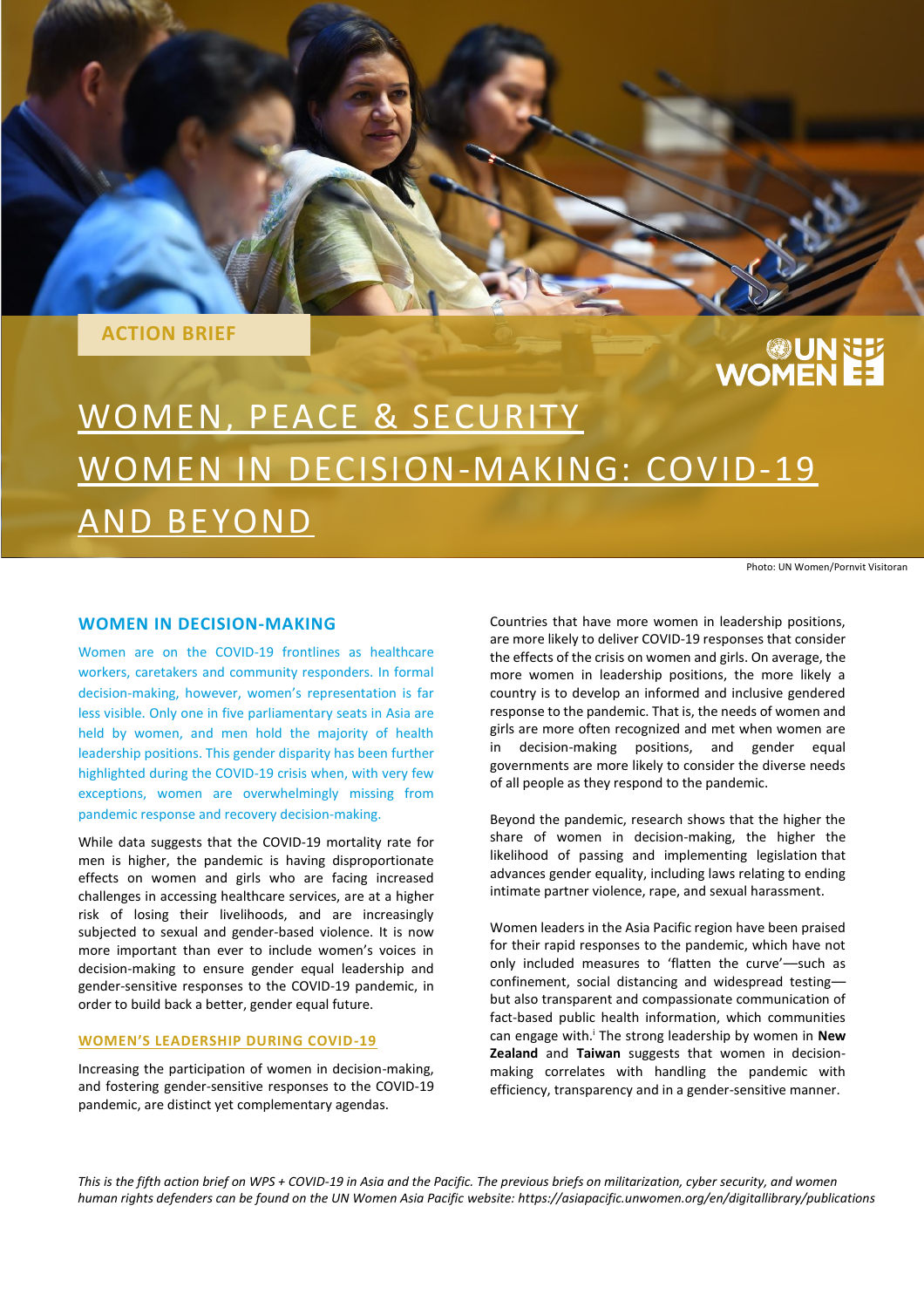ACTION BRIEF

# WOMEN, PEACE & SECURITY
# WOMEN IN DECISION-MAKING: COVID-19 AND BEYOND

Photo: UN Women/Pornvit Visitoran

## WOMEN IN DECISION-MAKING

Women are on the COVID-19 frontlines as healthcare workers, caretakers and community responders. In formal decision-making, however, women's representation is far less visible. Only one in five parliamentary seats in Asia are held by women, and men hold the majority of health leadership positions. This gender disparity has been further highlighted during the COVID-19 crisis when, with very few exceptions, women are overwhelmingly missing from pandemic response and recovery decision-making.

While data suggests that the COVID-19 mortality rate for men is higher, the pandemic is having disproportionate effects on women and girls who are facing increased challenges in accessing healthcare services, are at a higher risk of losing their livelihoods, and are increasingly subjected to sexual and gender-based violence. It is now more important than ever to include women's voices in decision-making to ensure gender equal leadership and gender-sensitive responses to the COVID-19 pandemic, in order to build back a better, gender equal future.

### WOMEN'S LEADERSHIP DURING COVID-19

Increasing the participation of women in decision-making, and fostering gender-sensitive responses to the COVID-19 pandemic, are distinct yet complementary agendas.

Countries that have more women in leadership positions, are more likely to deliver COVID-19 responses that consider the effects of the crisis on women and girls. On average, the more women in leadership positions, the more likely a country is to develop an informed and inclusive gendered response to the pandemic. That is, the needs of women and girls are more often recognized and met when women are in decision-making positions, and gender equal governments are more likely to consider the diverse needs of all people as they respond to the pandemic.

Beyond the pandemic, research shows that the higher the share of women in decision-making, the higher the likelihood of passing and implementing legislation that advances gender equality, including laws relating to ending intimate partner violence, rape, and sexual harassment.

Women leaders in the Asia Pacific region have been praised for their rapid responses to the pandemic, which have not only included measures to 'flatten the curve'—such as confinement, social distancing and widespread testing—but also transparent and compassionate communication of fact-based public health information, which communities can engage with.[i] The strong leadership by women in **New Zealand** and **Taiwan** suggests that women in decision-making correlates with handling the pandemic with efficiency, transparency and in a gender-sensitive manner.

*This is the fifth action brief on WPS + COVID-19 in Asia and the Pacific. The previous briefs on militarization, cyber security, and women human rights defenders can be found on the UN Women Asia Pacific website: https://asiapacific.unwomen.org/en/digitallibrary/publications*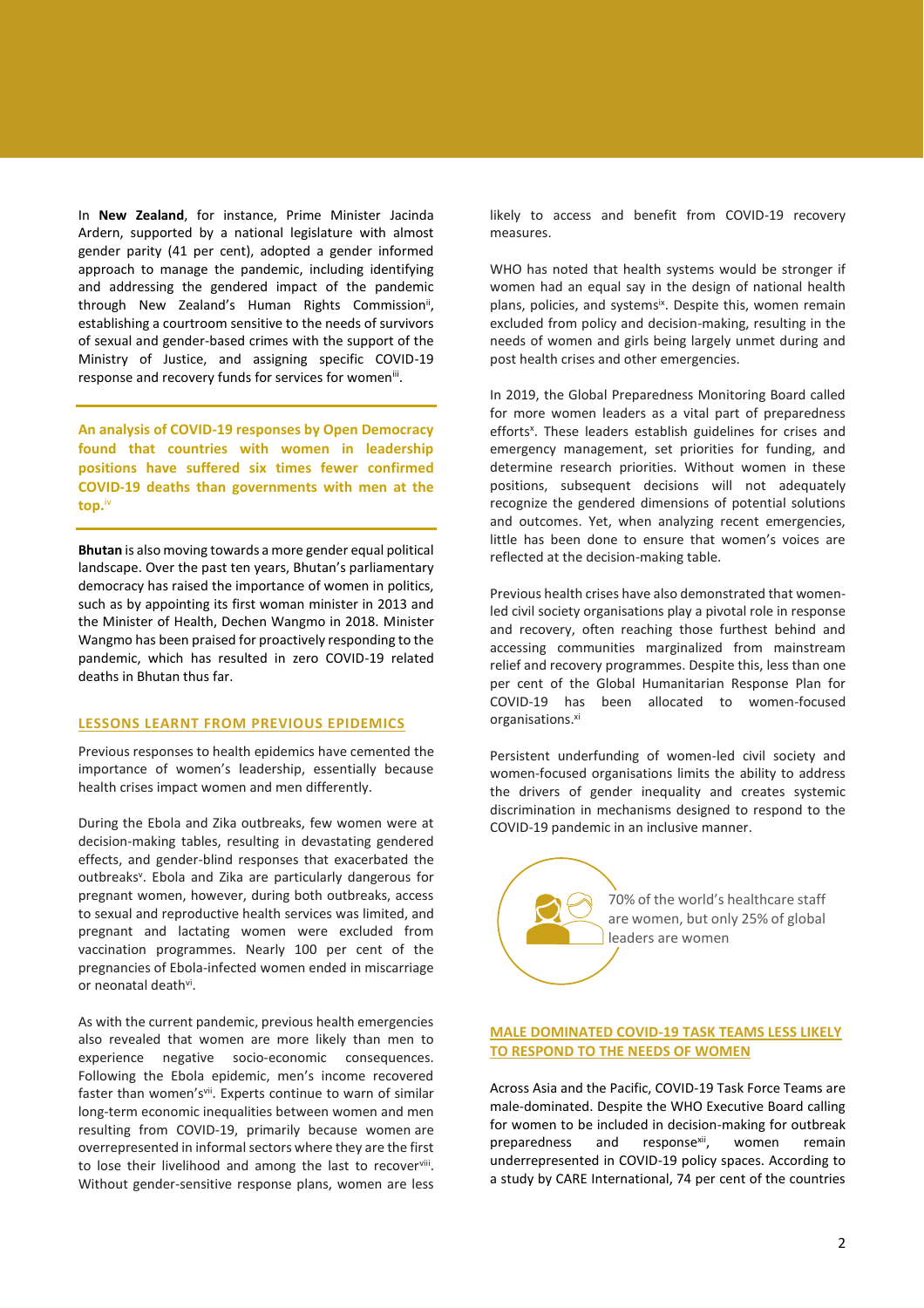In **New Zealand**, for instance, Prime Minister Jacinda Ardern, supported by a national legislature with almost gender parity (41 per cent), adopted a gender informed approach to manage the pandemic, including identifying and addressing the gendered impact of the pandemic through New Zealand's Human Rights Commission[ii], establishing a courtroom sensitive to the needs of survivors of sexual and gender-based crimes with the support of the Ministry of Justice, and assigning specific COVID-19 response and recovery funds for services for women[iii].

**An analysis of COVID-19 responses by Open Democracy found that countries with women in leadership positions have suffered six times fewer confirmed COVID-19 deaths than governments with men at the top.[iv]**

**Bhutan** is also moving towards a more gender equal political landscape. Over the past ten years, Bhutan's parliamentary democracy has raised the importance of women in politics, such as by appointing its first woman minister in 2013 and the Minister of Health, Dechen Wangmo in 2018. Minister Wangmo has been praised for proactively responding to the pandemic, which has resulted in zero COVID-19 related deaths in Bhutan thus far.

## LESSONS LEARNT FROM PREVIOUS EPIDEMICS

Previous responses to health epidemics have cemented the importance of women's leadership, essentially because health crises impact women and men differently.

During the Ebola and Zika outbreaks, few women were at decision-making tables, resulting in devastating gendered effects, and gender-blind responses that exacerbated the outbreaks[v]. Ebola and Zika are particularly dangerous for pregnant women, however, during both outbreaks, access to sexual and reproductive health services was limited, and pregnant and lactating women were excluded from vaccination programmes. Nearly 100 per cent of the pregnancies of Ebola-infected women ended in miscarriage or neonatal death[vi].

As with the current pandemic, previous health emergencies also revealed that women are more likely than men to experience negative socio-economic consequences. Following the Ebola epidemic, men's income recovered faster than women's[vii]. Experts continue to warn of similar long-term economic inequalities between women and men resulting from COVID-19, primarily because women are overrepresented in informal sectors where they are the first to lose their livelihood and among the last to recover[viii]. Without gender-sensitive response plans, women are less likely to access and benefit from COVID-19 recovery measures.

WHO has noted that health systems would be stronger if women had an equal say in the design of national health plans, policies, and systems[ix]. Despite this, women remain excluded from policy and decision-making, resulting in the needs of women and girls being largely unmet during and post health crises and other emergencies.

In 2019, the Global Preparedness Monitoring Board called for more women leaders as a vital part of preparedness efforts[x]. These leaders establish guidelines for crises and emergency management, set priorities for funding, and determine research priorities. Without women in these positions, subsequent decisions will not adequately recognize the gendered dimensions of potential solutions and outcomes. Yet, when analyzing recent emergencies, little has been done to ensure that women's voices are reflected at the decision-making table.

Previous health crises have also demonstrated that women-led civil society organisations play a pivotal role in response and recovery, often reaching those furthest behind and accessing communities marginalized from mainstream relief and recovery programmes. Despite this, less than one per cent of the Global Humanitarian Response Plan for COVID-19 has been allocated to women-focused organisations.[xi]

Persistent underfunding of women-led civil society and women-focused organisations limits the ability to address the drivers of gender inequality and creates systemic discrimination in mechanisms designed to respond to the COVID-19 pandemic in an inclusive manner.

70% of the world's healthcare staff are women, but only 25% of global leaders are women

## MALE DOMINATED COVID-19 TASK TEAMS LESS LIKELY TO RESPOND TO THE NEEDS OF WOMEN

Across Asia and the Pacific, COVID-19 Task Force Teams are male-dominated. Despite the WHO Executive Board calling for women to be included in decision-making for outbreak preparedness and response[xii], women remain underrepresented in COVID-19 policy spaces. According to a study by CARE International, 74 per cent of the countries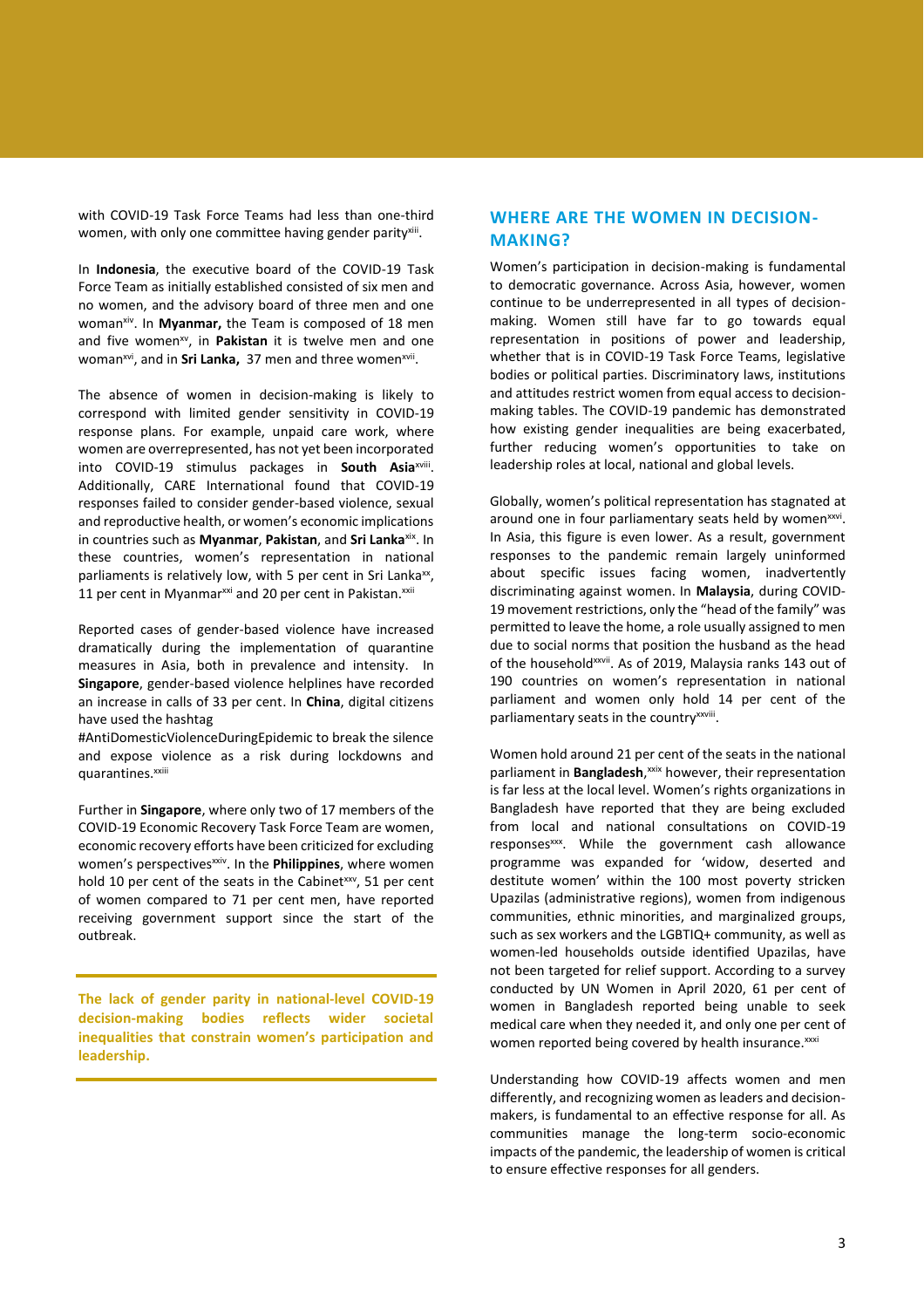with COVID-19 Task Force Teams had less than one-third women, with only one committee having gender parity[xiii].

In **Indonesia**, the executive board of the COVID-19 Task Force Team as initially established consisted of six men and no women, and the advisory board of three men and one woman[xiv]. In **Myanmar,** the Team is composed of 18 men and five women[xv], in **Pakistan** it is twelve men and one woman[xvi], and in **Sri Lanka,** 37 men and three women[xvii].

The absence of women in decision-making is likely to correspond with limited gender sensitivity in COVID-19 response plans. For example, unpaid care work, where women are overrepresented, has not yet been incorporated into COVID-19 stimulus packages in **South Asia**[xviii]. Additionally, CARE International found that COVID-19 responses failed to consider gender-based violence, sexual and reproductive health, or women's economic implications in countries such as **Myanmar**, **Pakistan**, and **Sri Lanka**[xix]. In these countries, women's representation in national parliaments is relatively low, with 5 per cent in Sri Lanka[xx], 11 per cent in Myanmar[xxi] and 20 per cent in Pakistan.[xxii]

Reported cases of gender-based violence have increased dramatically during the implementation of quarantine measures in Asia, both in prevalence and intensity. In **Singapore**, gender-based violence helplines have recorded an increase in calls of 33 per cent. In **China**, digital citizens have used the hashtag #AntiDomesticViolenceDuringEpidemic to break the silence and expose violence as a risk during lockdowns and quarantines.[xxiii]

Further in **Singapore**, where only two of 17 members of the COVID-19 Economic Recovery Task Force Team are women, economic recovery efforts have been criticized for excluding women's perspectives[xxiv]. In the **Philippines**, where women hold 10 per cent of the seats in the Cabinet[xxv], 51 per cent of women compared to 71 per cent men, have reported receiving government support since the start of the outbreak.

**The lack of gender parity in national-level COVID-19 decision-making bodies reflects wider societal inequalities that constrain women's participation and leadership.**

## WHERE ARE THE WOMEN IN DECISION-MAKING?

Women's participation in decision-making is fundamental to democratic governance. Across Asia, however, women continue to be underrepresented in all types of decision-making. Women still have far to go towards equal representation in positions of power and leadership, whether that is in COVID-19 Task Force Teams, legislative bodies or political parties. Discriminatory laws, institutions and attitudes restrict women from equal access to decision-making tables. The COVID-19 pandemic has demonstrated how existing gender inequalities are being exacerbated, further reducing women's opportunities to take on leadership roles at local, national and global levels.

Globally, women's political representation has stagnated at around one in four parliamentary seats held by women[xxvi]. In Asia, this figure is even lower. As a result, government responses to the pandemic remain largely uninformed about specific issues facing women, inadvertently discriminating against women. In **Malaysia**, during COVID-19 movement restrictions, only the "head of the family" was permitted to leave the home, a role usually assigned to men due to social norms that position the husband as the head of the household[xxvii]. As of 2019, Malaysia ranks 143 out of 190 countries on women's representation in national parliament and women only hold 14 per cent of the parliamentary seats in the country[xxviii].

Women hold around 21 per cent of the seats in the national parliament in **Bangladesh**,[xxix] however, their representation is far less at the local level. Women's rights organizations in Bangladesh have reported that they are being excluded from local and national consultations on COVID-19 responses[xxx]. While the government cash allowance programme was expanded for 'widow, deserted and destitute women' within the 100 most poverty stricken Upazilas (administrative regions), women from indigenous communities, ethnic minorities, and marginalized groups, such as sex workers and the LGBTIQ+ community, as well as women-led households outside identified Upazilas, have not been targeted for relief support. According to a survey conducted by UN Women in April 2020, 61 per cent of women in Bangladesh reported being unable to seek medical care when they needed it, and only one per cent of women reported being covered by health insurance.[xxxi]

Understanding how COVID-19 affects women and men differently, and recognizing women as leaders and decision-makers, is fundamental to an effective response for all. As communities manage the long-term socio-economic impacts of the pandemic, the leadership of women is critical to ensure effective responses for all genders.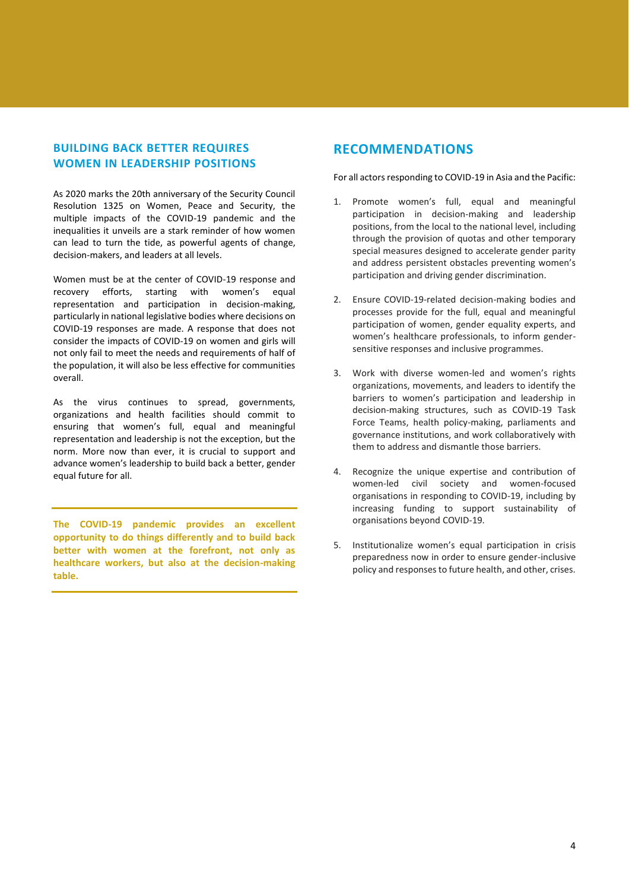## BUILDING BACK BETTER REQUIRES WOMEN IN LEADERSHIP POSITIONS

As 2020 marks the 20th anniversary of the Security Council Resolution 1325 on Women, Peace and Security, the multiple impacts of the COVID-19 pandemic and the inequalities it unveils are a stark reminder of how women can lead to turn the tide, as powerful agents of change, decision-makers, and leaders at all levels.

Women must be at the center of COVID-19 response and recovery efforts, starting with women's equal representation and participation in decision-making, particularly in national legislative bodies where decisions on COVID-19 responses are made. A response that does not consider the impacts of COVID-19 on women and girls will not only fail to meet the needs and requirements of half of the population, it will also be less effective for communities overall.

As the virus continues to spread, governments, organizations and health facilities should commit to ensuring that women's full, equal and meaningful representation and leadership is not the exception, but the norm. More now than ever, it is crucial to support and advance women's leadership to build back a better, gender equal future for all.

**The COVID-19 pandemic provides an excellent opportunity to do things differently and to build back better with women at the forefront, not only as healthcare workers, but also at the decision-making table.**

## RECOMMENDATIONS

For all actors responding to COVID-19 in Asia and the Pacific:

1. Promote women's full, equal and meaningful participation in decision-making and leadership positions, from the local to the national level, including through the provision of quotas and other temporary special measures designed to accelerate gender parity and address persistent obstacles preventing women's participation and driving gender discrimination.

2. Ensure COVID-19-related decision-making bodies and processes provide for the full, equal and meaningful participation of women, gender equality experts, and women's healthcare professionals, to inform gender-sensitive responses and inclusive programmes.

3. Work with diverse women-led and women's rights organizations, movements, and leaders to identify the barriers to women's participation and leadership in decision-making structures, such as COVID-19 Task Force Teams, health policy-making, parliaments and governance institutions, and work collaboratively with them to address and dismantle those barriers.

4. Recognize the unique expertise and contribution of women-led civil society and women-focused organisations in responding to COVID-19, including by increasing funding to support sustainability of organisations beyond COVID-19.

5. Institutionalize women's equal participation in crisis preparedness now in order to ensure gender-inclusive policy and responses to future health, and other, crises.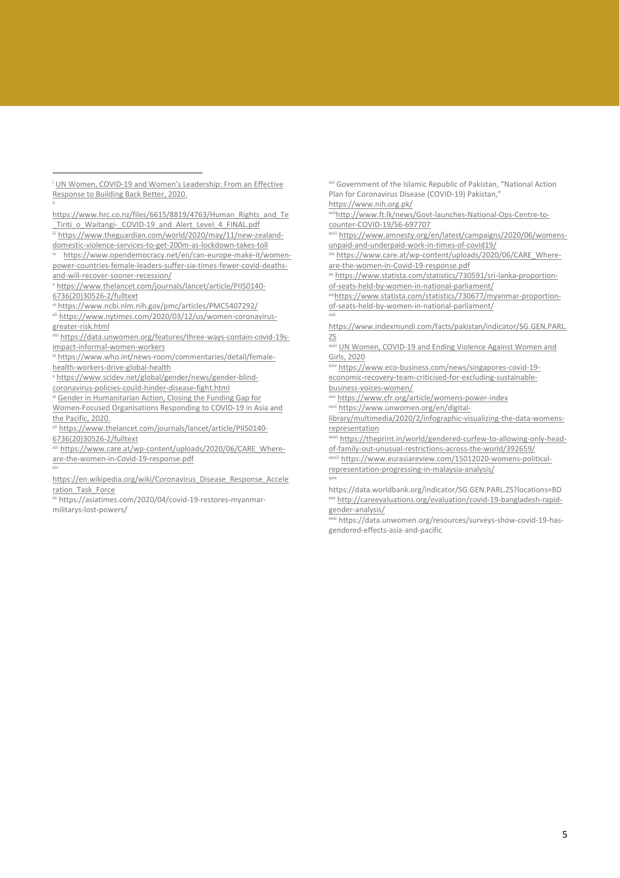[i] UN Women, COVID-19 and Women's Leadership: From an Effective Response to Building Back Better, 2020.

[ii] https://www.hrc.co.nz/files/6615/8819/4763/Human_Rights_and_Te_Tiriti_o_Waitangi-_COVID-19_and_Alert_Level_4_FINAL.pdf

[iii] https://www.theguardian.com/world/2020/may/11/new-zealand-domestic-violence-services-to-get-200m-as-lockdown-takes-toll

[iv] https://www.opendemocracy.net/en/can-europe-make-it/women-power-countries-female-leaders-suffer-six-times-fewer-covid-deaths-and-will-recover-sooner-recession/

[v] https://www.thelancet.com/journals/lancet/article/PIIS0140-6736(20)30526-2/fulltext

[vi] https://www.ncbi.nlm.nih.gov/pmc/articles/PMC5407292/

[vii] https://www.nytimes.com/2020/03/12/us/women-coronavirus-greater-risk.html

[viii] https://data.unwomen.org/features/three-ways-contain-covid-19s-impact-informal-women-workers

[ix] https://www.who.int/news-room/commentaries/detail/female-health-workers-drive-global-health

[x] https://www.scidev.net/global/gender/news/gender-blind-coronavirus-policies-could-hinder-disease-fight.html

[xi] Gender in Humanitarian Action, Closing the Funding Gap for Women-Focused Organisations Responding to COVID-19 in Asia and the Pacific, 2020.

[xii] https://www.thelancet.com/journals/lancet/article/PIIS0140-6736(20)30526-2/fulltext

[xiii] https://www.care.at/wp-content/uploads/2020/06/CARE_Where-are-the-women-in-Covid-19-response.pdf

[xiv] https://en.wikipedia.org/wiki/Coronavirus_Disease_Response_Acceleration_Task_Force

[xv] https://asiatimes.com/2020/04/covid-19-restores-myanmar-militarys-lost-powers/

[xvi] Government of the Islamic Republic of Pakistan, "National Action Plan for Coronavirus Disease (COVID-19) Pakistan," https://www.nih.org.pk/

[xvii] http://www.ft.lk/news/Govt-launches-National-Ops-Centre-to-counter-COVID-19/56-697707

[xviii] https://www.amnesty.org/en/latest/campaigns/2020/06/womens-unpaid-and-underpaid-work-in-times-of-covid19/

[xix] https://www.care.at/wp-content/uploads/2020/06/CARE_Where-are-the-women-in-Covid-19-response.pdf

[xx] https://www.statista.com/statistics/730591/sri-lanka-proportion-of-seats-held-by-women-in-national-parliament/

[xxi] https://www.statista.com/statistics/730677/myanmar-proportion-of-seats-held-by-women-in-national-parliament/

[xxii] https://www.indexmundi.com/facts/pakistan/indicator/SG.GEN.PARL.ZS

[xxiii] UN Women, COVID-19 and Ending Violence Against Women and Girls, 2020

[xxiv] https://www.eco-business.com/news/singapores-covid-19-economic-recovery-team-criticised-for-excluding-sustainable-business-voices-women/

[xxv] https://www.cfr.org/article/womens-power-index

[xxvi] https://www.unwomen.org/en/digital-library/multimedia/2020/2/infographic-visualizing-the-data-womens-representation

[xxvii] https://theprint.in/world/gendered-curfew-to-allowing-only-head-of-family-out-unusual-restrictions-across-the-world/392659/

[xxviii] https://www.eurasiareview.com/15012020-womens-political-representation-progressing-in-malaysia-analysis/

[xxix] https://data.worldbank.org/indicator/SG.GEN.PARL.ZS?locations=BD

[xxx] http://careevaluations.org/evaluation/covid-19-bangladesh-rapid-gender-analysis/

[xxxi] https://data.unwomen.org/resources/surveys-show-covid-19-has-gendered-effects-asia-and-pacific